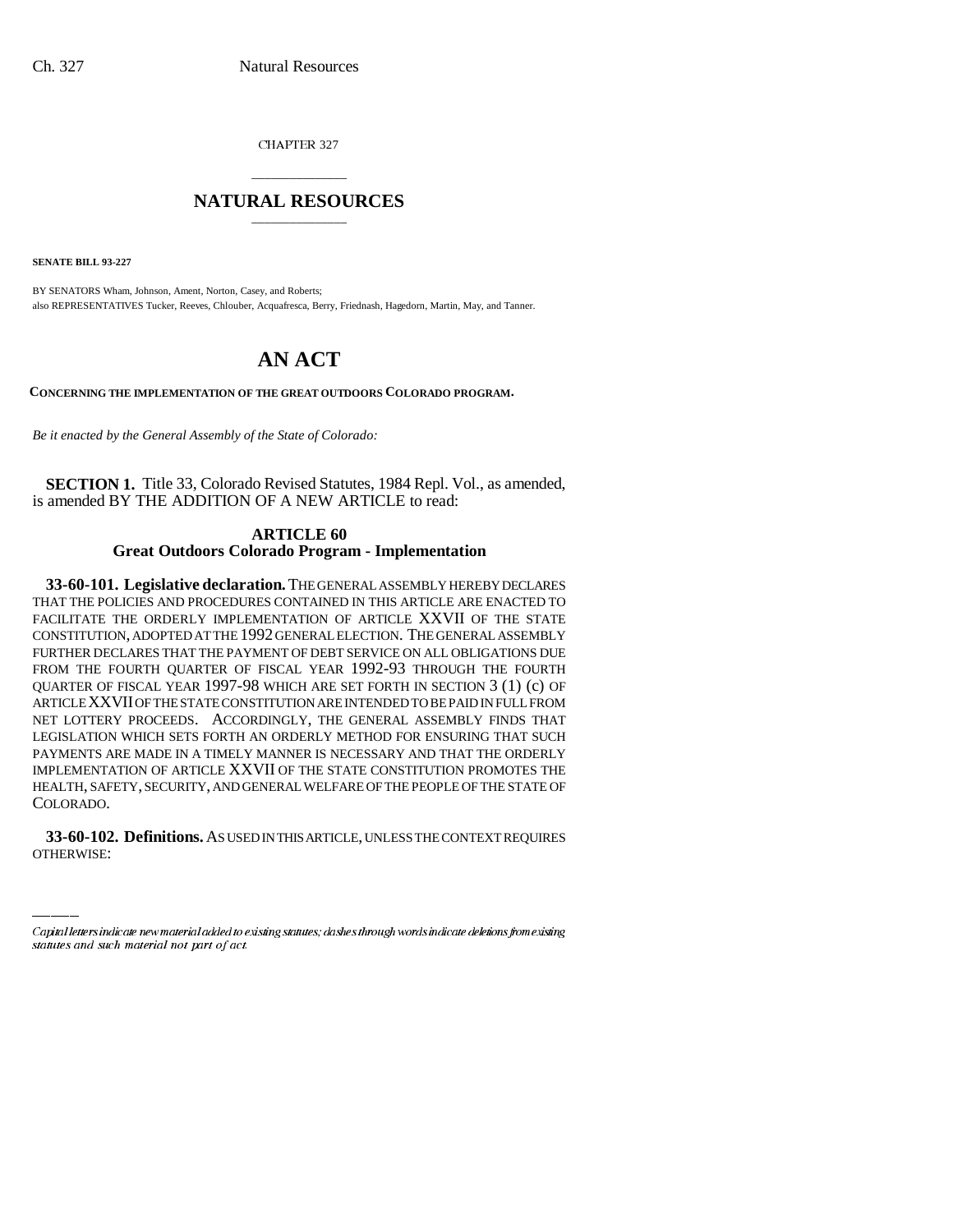CHAPTER 327

# NATURAL RESOURCES

**SENATE BILL 93-227**

BY SENATORS Wham, Johnson, Ament, Norton, Casey, and Roberts;
also REPRESENTATIVES Tucker, Reeves, Chlouber, Acquafresca, Berry, Friednash, Hagedorn, Martin, May, and Tanner.

# AN ACT

**CONCERNING THE IMPLEMENTATION OF THE GREAT OUTDOORS COLORADO PROGRAM.**

*Be it enacted by the General Assembly of the State of Colorado:*

**SECTION 1.** Title 33, Colorado Revised Statutes, 1984 Repl. Vol., as amended, is amended BY THE ADDITION OF A NEW ARTICLE to read:

## ARTICLE 60
## Great Outdoors Colorado Program - Implementation

**33-60-101. Legislative declaration.** THE GENERAL ASSEMBLY HEREBY DECLARES THAT THE POLICIES AND PROCEDURES CONTAINED IN THIS ARTICLE ARE ENACTED TO FACILITATE THE ORDERLY IMPLEMENTATION OF ARTICLE XXVII OF THE STATE CONSTITUTION, ADOPTED AT THE 1992 GENERAL ELECTION. THE GENERAL ASSEMBLY FURTHER DECLARES THAT THE PAYMENT OF DEBT SERVICE ON ALL OBLIGATIONS DUE FROM THE FOURTH QUARTER OF FISCAL YEAR 1992-93 THROUGH THE FOURTH QUARTER OF FISCAL YEAR 1997-98 WHICH ARE SET FORTH IN SECTION 3 (1) (c) OF ARTICLE XXVII OF THE STATE CONSTITUTION ARE INTENDED TO BE PAID IN FULL FROM NET LOTTERY PROCEEDS. ACCORDINGLY, THE GENERAL ASSEMBLY FINDS THAT LEGISLATION WHICH SETS FORTH AN ORDERLY METHOD FOR ENSURING THAT SUCH PAYMENTS ARE MADE IN A TIMELY MANNER IS NECESSARY AND THAT THE ORDERLY IMPLEMENTATION OF ARTICLE XXVII OF THE STATE CONSTITUTION PROMOTES THE HEALTH, SAFETY, SECURITY, AND GENERAL WELFARE OF THE PEOPLE OF THE STATE OF COLORADO.

**33-60-102. Definitions.** AS USED IN THIS ARTICLE, UNLESS THE CONTEXT REQUIRES OTHERWISE:

*Capital letters indicate new material added to existing statutes; dashes through words indicate deletions from existing statutes and such material not part of act.*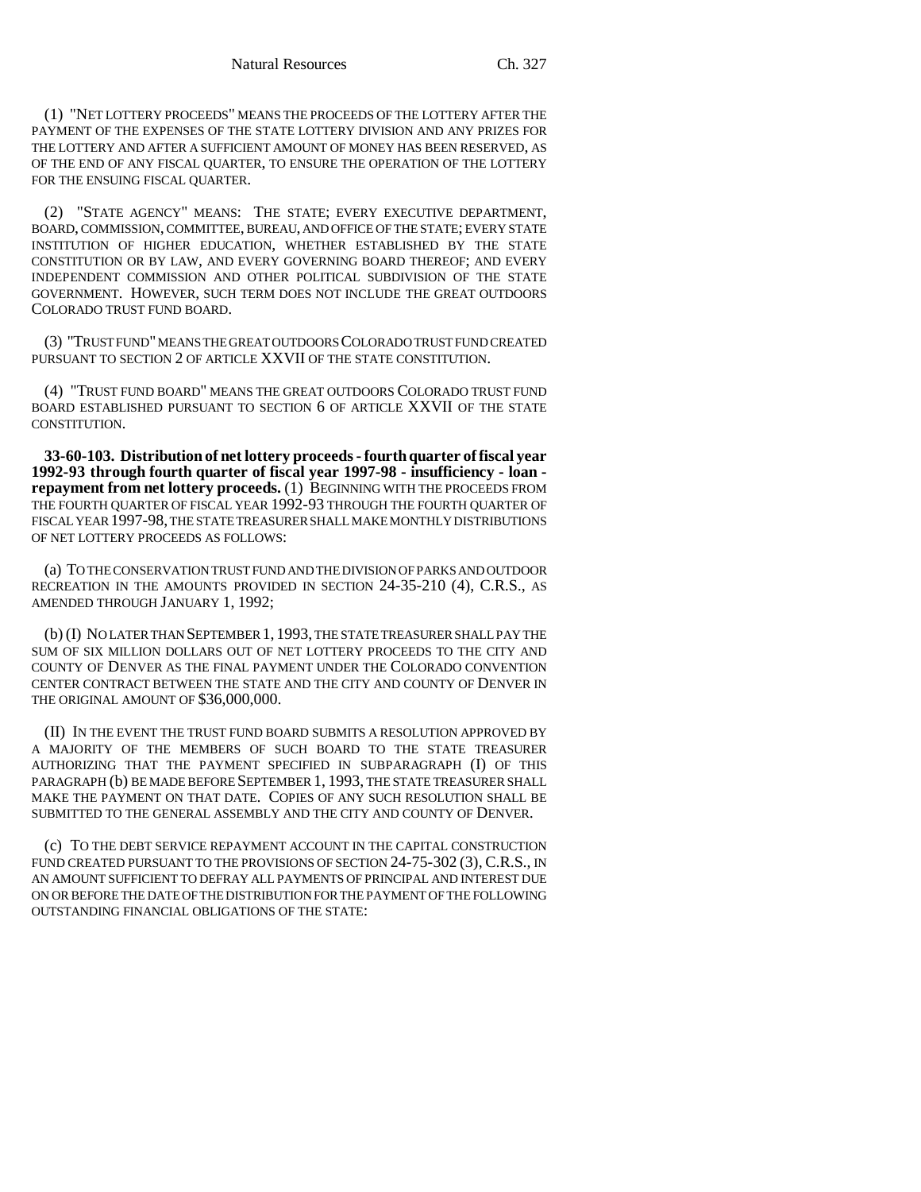(1) "NET LOTTERY PROCEEDS" MEANS THE PROCEEDS OF THE LOTTERY AFTER THE PAYMENT OF THE EXPENSES OF THE STATE LOTTERY DIVISION AND ANY PRIZES FOR THE LOTTERY AND AFTER A SUFFICIENT AMOUNT OF MONEY HAS BEEN RESERVED, AS OF THE END OF ANY FISCAL QUARTER, TO ENSURE THE OPERATION OF THE LOTTERY FOR THE ENSUING FISCAL QUARTER.

(2) "STATE AGENCY" MEANS: THE STATE; EVERY EXECUTIVE DEPARTMENT, BOARD, COMMISSION, COMMITTEE, BUREAU, AND OFFICE OF THE STATE; EVERY STATE INSTITUTION OF HIGHER EDUCATION, WHETHER ESTABLISHED BY THE STATE CONSTITUTION OR BY LAW, AND EVERY GOVERNING BOARD THEREOF; AND EVERY INDEPENDENT COMMISSION AND OTHER POLITICAL SUBDIVISION OF THE STATE GOVERNMENT. HOWEVER, SUCH TERM DOES NOT INCLUDE THE GREAT OUTDOORS COLORADO TRUST FUND BOARD.

(3) "TRUST FUND" MEANS THE GREAT OUTDOORS COLORADO TRUST FUND CREATED PURSUANT TO SECTION 2 OF ARTICLE XXVII OF THE STATE CONSTITUTION.

(4) "TRUST FUND BOARD" MEANS THE GREAT OUTDOORS COLORADO TRUST FUND BOARD ESTABLISHED PURSUANT TO SECTION 6 OF ARTICLE XXVII OF THE STATE CONSTITUTION.

**33-60-103. Distribution of net lottery proceeds - fourth quarter of fiscal year 1992-93 through fourth quarter of fiscal year 1997-98 - insufficiency - loan - repayment from net lottery proceeds.** (1) BEGINNING WITH THE PROCEEDS FROM THE FOURTH QUARTER OF FISCAL YEAR 1992-93 THROUGH THE FOURTH QUARTER OF FISCAL YEAR 1997-98, THE STATE TREASURER SHALL MAKE MONTHLY DISTRIBUTIONS OF NET LOTTERY PROCEEDS AS FOLLOWS:

(a) TO THE CONSERVATION TRUST FUND AND THE DIVISION OF PARKS AND OUTDOOR RECREATION IN THE AMOUNTS PROVIDED IN SECTION 24-35-210 (4), C.R.S., AS AMENDED THROUGH JANUARY 1, 1992;

(b) (I) NO LATER THAN SEPTEMBER 1, 1993, THE STATE TREASURER SHALL PAY THE SUM OF SIX MILLION DOLLARS OUT OF NET LOTTERY PROCEEDS TO THE CITY AND COUNTY OF DENVER AS THE FINAL PAYMENT UNDER THE COLORADO CONVENTION CENTER CONTRACT BETWEEN THE STATE AND THE CITY AND COUNTY OF DENVER IN THE ORIGINAL AMOUNT OF $36,000,000.

(II) IN THE EVENT THE TRUST FUND BOARD SUBMITS A RESOLUTION APPROVED BY A MAJORITY OF THE MEMBERS OF SUCH BOARD TO THE STATE TREASURER AUTHORIZING THAT THE PAYMENT SPECIFIED IN SUBPARAGRAPH (I) OF THIS PARAGRAPH (b) BE MADE BEFORE SEPTEMBER 1, 1993, THE STATE TREASURER SHALL MAKE THE PAYMENT ON THAT DATE. COPIES OF ANY SUCH RESOLUTION SHALL BE SUBMITTED TO THE GENERAL ASSEMBLY AND THE CITY AND COUNTY OF DENVER.

(c) TO THE DEBT SERVICE REPAYMENT ACCOUNT IN THE CAPITAL CONSTRUCTION FUND CREATED PURSUANT TO THE PROVISIONS OF SECTION 24-75-302 (3), C.R.S., IN AN AMOUNT SUFFICIENT TO DEFRAY ALL PAYMENTS OF PRINCIPAL AND INTEREST DUE ON OR BEFORE THE DATE OF THE DISTRIBUTION FOR THE PAYMENT OF THE FOLLOWING OUTSTANDING FINANCIAL OBLIGATIONS OF THE STATE: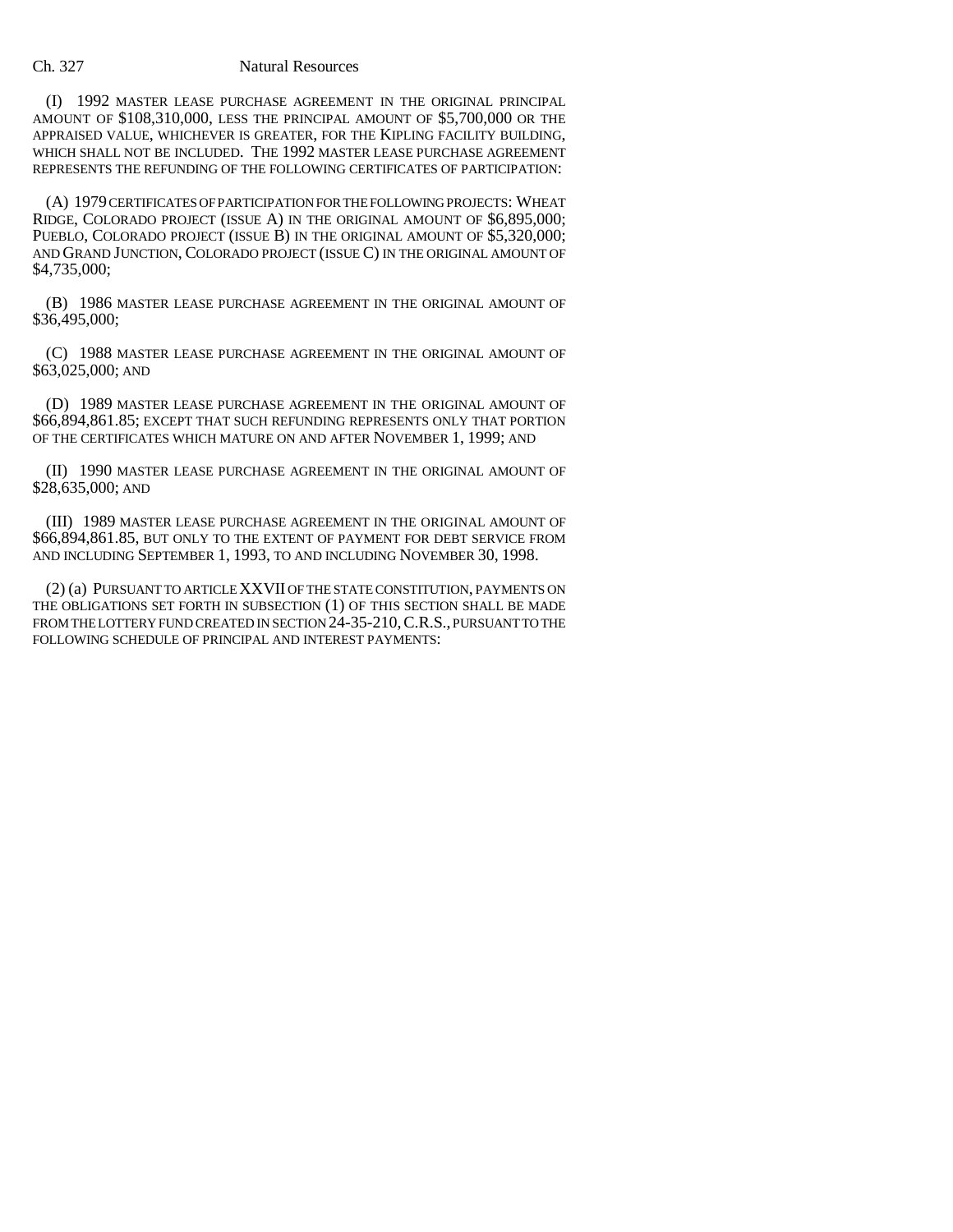(I) 1992 MASTER LEASE PURCHASE AGREEMENT IN THE ORIGINAL PRINCIPAL AMOUNT OF $108,310,000, LESS THE PRINCIPAL AMOUNT OF $5,700,000 OR THE APPRAISED VALUE, WHICHEVER IS GREATER, FOR THE KIPLING FACILITY BUILDING, WHICH SHALL NOT BE INCLUDED. THE 1992 MASTER LEASE PURCHASE AGREEMENT REPRESENTS THE REFUNDING OF THE FOLLOWING CERTIFICATES OF PARTICIPATION:

(A) 1979 CERTIFICATES OF PARTICIPATION FOR THE FOLLOWING PROJECTS: WHEAT RIDGE, COLORADO PROJECT (ISSUE A) IN THE ORIGINAL AMOUNT OF $6,895,000; PUEBLO, COLORADO PROJECT (ISSUE B) IN THE ORIGINAL AMOUNT OF $5,320,000; AND GRAND JUNCTION, COLORADO PROJECT (ISSUE C) IN THE ORIGINAL AMOUNT OF $4,735,000;

(B) 1986 MASTER LEASE PURCHASE AGREEMENT IN THE ORIGINAL AMOUNT OF $36,495,000;

(C) 1988 MASTER LEASE PURCHASE AGREEMENT IN THE ORIGINAL AMOUNT OF $63,025,000; AND

(D) 1989 MASTER LEASE PURCHASE AGREEMENT IN THE ORIGINAL AMOUNT OF $66,894,861.85; EXCEPT THAT SUCH REFUNDING REPRESENTS ONLY THAT PORTION OF THE CERTIFICATES WHICH MATURE ON AND AFTER NOVEMBER 1, 1999; AND

(II) 1990 MASTER LEASE PURCHASE AGREEMENT IN THE ORIGINAL AMOUNT OF $28,635,000; AND

(III) 1989 MASTER LEASE PURCHASE AGREEMENT IN THE ORIGINAL AMOUNT OF $66,894,861.85, BUT ONLY TO THE EXTENT OF PAYMENT FOR DEBT SERVICE FROM AND INCLUDING SEPTEMBER 1, 1993, TO AND INCLUDING NOVEMBER 30, 1998.

(2) (a) PURSUANT TO ARTICLE XXVII OF THE STATE CONSTITUTION, PAYMENTS ON THE OBLIGATIONS SET FORTH IN SUBSECTION (1) OF THIS SECTION SHALL BE MADE FROM THE LOTTERY FUND CREATED IN SECTION 24-35-210, C.R.S., PURSUANT TO THE FOLLOWING SCHEDULE OF PRINCIPAL AND INTEREST PAYMENTS: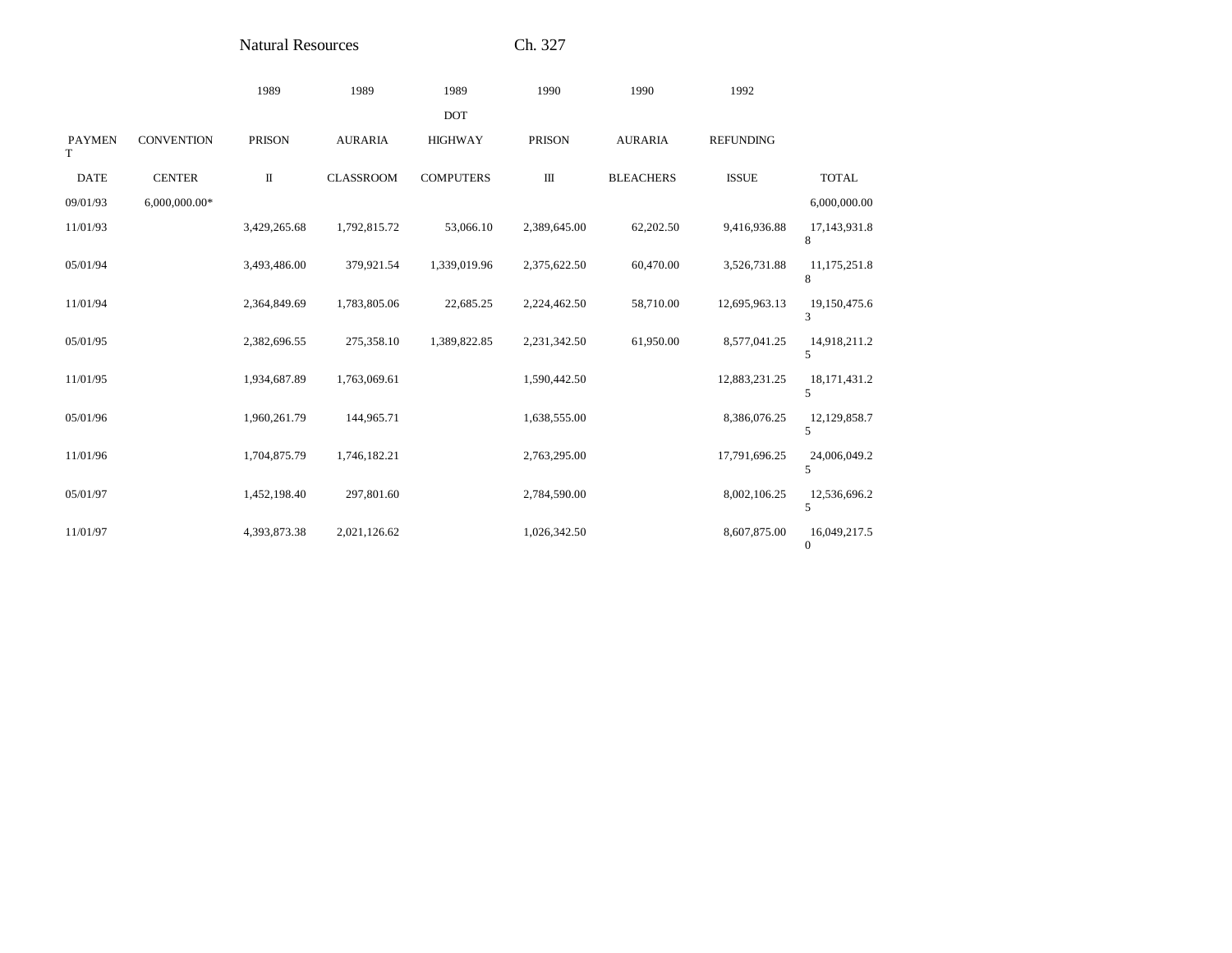| PAYMENT DATE | CONVENTION CENTER | 1989 PRISON II | 1989 AURARIA CLASSROOM | 1989 DOT HIGHWAY COMPUTERS | 1990 PRISON III | 1990 AURARIA BLEACHERS | 1992 REFUNDING ISSUE | TOTAL |
|---|---|---|---|---|---|---|---|---|
| 09/01/93 | 6,000,000.00* | | | | | | | 6,000,000.00 |
| 11/01/93 | | 3,429,265.68 | 1,792,815.72 | 53,066.10 | 2,389,645.00 | 62,202.50 | 9,416,936.88 | 17,143,931.88 |
| 05/01/94 | | 3,493,486.00 | 379,921.54 | 1,339,019.96 | 2,375,622.50 | 60,470.00 | 3,526,731.88 | 11,175,251.88 |
| 11/01/94 | | 2,364,849.69 | 1,783,805.06 | 22,685.25 | 2,224,462.50 | 58,710.00 | 12,695,963.13 | 19,150,475.63 |
| 05/01/95 | | 2,382,696.55 | 275,358.10 | 1,389,822.85 | 2,231,342.50 | 61,950.00 | 8,577,041.25 | 14,918,211.25 |
| 11/01/95 | | 1,934,687.89 | 1,763,069.61 | | 1,590,442.50 | | 12,883,231.25 | 18,171,431.25 |
| 05/01/96 | | 1,960,261.79 | 144,965.71 | | 1,638,555.00 | | 8,386,076.25 | 12,129,858.75 |
| 11/01/96 | | 1,704,875.79 | 1,746,182.21 | | 2,763,295.00 | | 17,791,696.25 | 24,006,049.25 |
| 05/01/97 | | 1,452,198.40 | 297,801.60 | | 2,784,590.00 | | 8,002,106.25 | 12,536,696.25 |
| 11/01/97 | | 4,393,873.38 | 2,021,126.62 | | 1,026,342.50 | | 8,607,875.00 | 16,049,217.50 |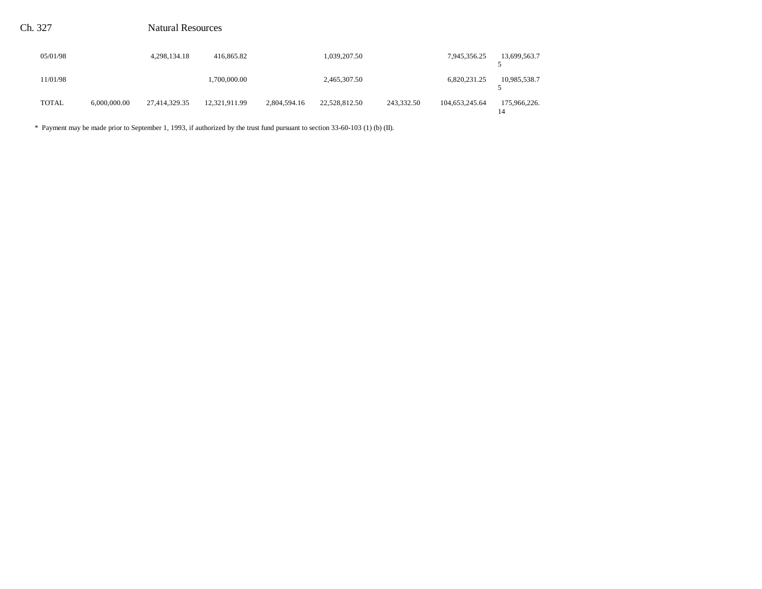| | | | | | | | | |
|---|---|---|---|---|---|---|---|---|
| 05/01/98 | | 4,298,134.18 | 416,865.82 | | 1,039,207.50 | | 7,945,356.25 | 13,699,563.75 |
| 11/01/98 | | | 1,700,000.00 | | 2,465,307.50 | | 6,820,231.25 | 10,985,538.75 |
| TOTAL | 6,000,000.00 | 27,414,329.35 | 12,321,911.99 | 2,804,594.16 | 22,528,812.50 | 243,332.50 | 104,653,245.64 | 175,966,226.14 |

\* Payment may be made prior to September 1, 1993, if authorized by the trust fund pursuant to section 33-60-103 (1) (b) (II).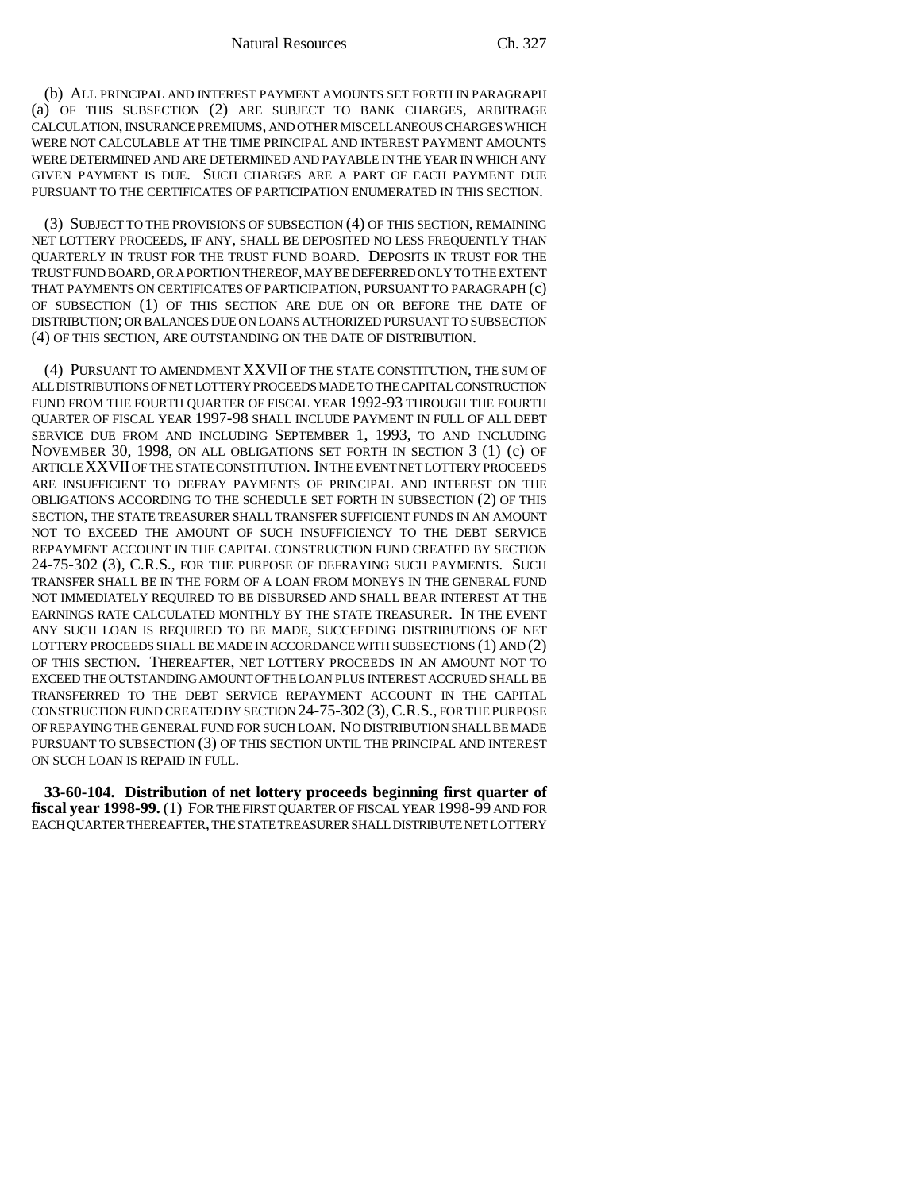(b) ALL PRINCIPAL AND INTEREST PAYMENT AMOUNTS SET FORTH IN PARAGRAPH (a) OF THIS SUBSECTION (2) ARE SUBJECT TO BANK CHARGES, ARBITRAGE CALCULATION, INSURANCE PREMIUMS, AND OTHER MISCELLANEOUS CHARGES WHICH WERE NOT CALCULABLE AT THE TIME PRINCIPAL AND INTEREST PAYMENT AMOUNTS WERE DETERMINED AND ARE DETERMINED AND PAYABLE IN THE YEAR IN WHICH ANY GIVEN PAYMENT IS DUE. SUCH CHARGES ARE A PART OF EACH PAYMENT DUE PURSUANT TO THE CERTIFICATES OF PARTICIPATION ENUMERATED IN THIS SECTION.

(3) SUBJECT TO THE PROVISIONS OF SUBSECTION (4) OF THIS SECTION, REMAINING NET LOTTERY PROCEEDS, IF ANY, SHALL BE DEPOSITED NO LESS FREQUENTLY THAN QUARTERLY IN TRUST FOR THE TRUST FUND BOARD. DEPOSITS IN TRUST FOR THE TRUST FUND BOARD, OR A PORTION THEREOF, MAY BE DEFERRED ONLY TO THE EXTENT THAT PAYMENTS ON CERTIFICATES OF PARTICIPATION, PURSUANT TO PARAGRAPH (c) OF SUBSECTION (1) OF THIS SECTION ARE DUE ON OR BEFORE THE DATE OF DISTRIBUTION; OR BALANCES DUE ON LOANS AUTHORIZED PURSUANT TO SUBSECTION (4) OF THIS SECTION, ARE OUTSTANDING ON THE DATE OF DISTRIBUTION.

(4) PURSUANT TO AMENDMENT XXVII OF THE STATE CONSTITUTION, THE SUM OF ALL DISTRIBUTIONS OF NET LOTTERY PROCEEDS MADE TO THE CAPITAL CONSTRUCTION FUND FROM THE FOURTH QUARTER OF FISCAL YEAR 1992-93 THROUGH THE FOURTH QUARTER OF FISCAL YEAR 1997-98 SHALL INCLUDE PAYMENT IN FULL OF ALL DEBT SERVICE DUE FROM AND INCLUDING SEPTEMBER 1, 1993, TO AND INCLUDING NOVEMBER 30, 1998, ON ALL OBLIGATIONS SET FORTH IN SECTION 3 (1) (c) OF ARTICLE XXVII OF THE STATE CONSTITUTION. IN THE EVENT NET LOTTERY PROCEEDS ARE INSUFFICIENT TO DEFRAY PAYMENTS OF PRINCIPAL AND INTEREST ON THE OBLIGATIONS ACCORDING TO THE SCHEDULE SET FORTH IN SUBSECTION (2) OF THIS SECTION, THE STATE TREASURER SHALL TRANSFER SUFFICIENT FUNDS IN AN AMOUNT NOT TO EXCEED THE AMOUNT OF SUCH INSUFFICIENCY TO THE DEBT SERVICE REPAYMENT ACCOUNT IN THE CAPITAL CONSTRUCTION FUND CREATED BY SECTION 24-75-302 (3), C.R.S., FOR THE PURPOSE OF DEFRAYING SUCH PAYMENTS. SUCH TRANSFER SHALL BE IN THE FORM OF A LOAN FROM MONEYS IN THE GENERAL FUND NOT IMMEDIATELY REQUIRED TO BE DISBURSED AND SHALL BEAR INTEREST AT THE EARNINGS RATE CALCULATED MONTHLY BY THE STATE TREASURER. IN THE EVENT ANY SUCH LOAN IS REQUIRED TO BE MADE, SUCCEEDING DISTRIBUTIONS OF NET LOTTERY PROCEEDS SHALL BE MADE IN ACCORDANCE WITH SUBSECTIONS (1) AND (2) OF THIS SECTION. THEREAFTER, NET LOTTERY PROCEEDS IN AN AMOUNT NOT TO EXCEED THE OUTSTANDING AMOUNT OF THE LOAN PLUS INTEREST ACCRUED SHALL BE TRANSFERRED TO THE DEBT SERVICE REPAYMENT ACCOUNT IN THE CAPITAL CONSTRUCTION FUND CREATED BY SECTION 24-75-302 (3), C.R.S., FOR THE PURPOSE OF REPAYING THE GENERAL FUND FOR SUCH LOAN. NO DISTRIBUTION SHALL BE MADE PURSUANT TO SUBSECTION (3) OF THIS SECTION UNTIL THE PRINCIPAL AND INTEREST ON SUCH LOAN IS REPAID IN FULL.

**33-60-104. Distribution of net lottery proceeds beginning first quarter of fiscal year 1998-99.** (1) FOR THE FIRST QUARTER OF FISCAL YEAR 1998-99 AND FOR EACH QUARTER THEREAFTER, THE STATE TREASURER SHALL DISTRIBUTE NET LOTTERY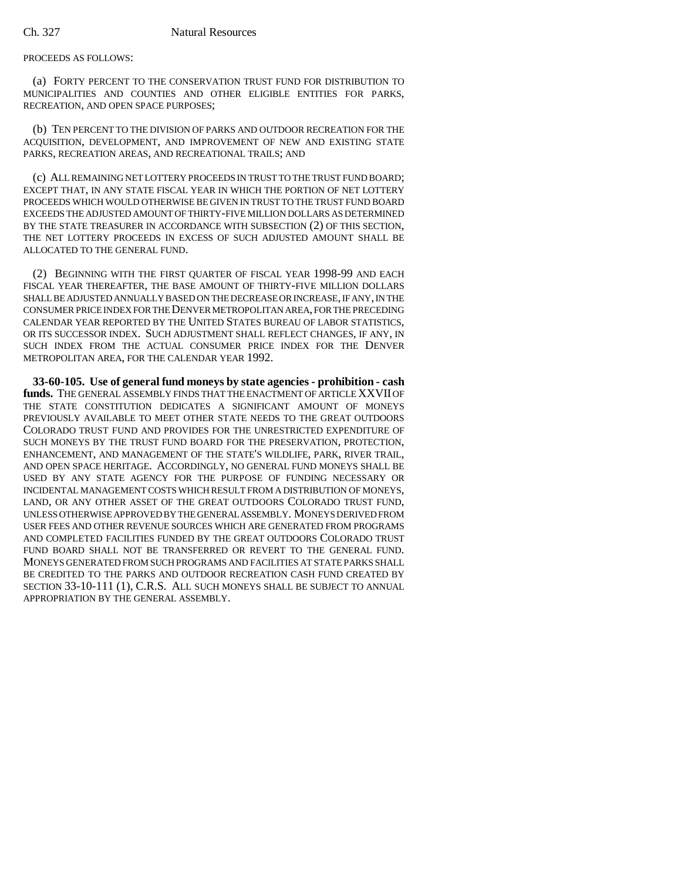PROCEEDS AS FOLLOWS:

(a) FORTY PERCENT TO THE CONSERVATION TRUST FUND FOR DISTRIBUTION TO MUNICIPALITIES AND COUNTIES AND OTHER ELIGIBLE ENTITIES FOR PARKS, RECREATION, AND OPEN SPACE PURPOSES;

(b) TEN PERCENT TO THE DIVISION OF PARKS AND OUTDOOR RECREATION FOR THE ACQUISITION, DEVELOPMENT, AND IMPROVEMENT OF NEW AND EXISTING STATE PARKS, RECREATION AREAS, AND RECREATIONAL TRAILS; AND

(c) ALL REMAINING NET LOTTERY PROCEEDS IN TRUST TO THE TRUST FUND BOARD; EXCEPT THAT, IN ANY STATE FISCAL YEAR IN WHICH THE PORTION OF NET LOTTERY PROCEEDS WHICH WOULD OTHERWISE BE GIVEN IN TRUST TO THE TRUST FUND BOARD EXCEEDS THE ADJUSTED AMOUNT OF THIRTY-FIVE MILLION DOLLARS AS DETERMINED BY THE STATE TREASURER IN ACCORDANCE WITH SUBSECTION (2) OF THIS SECTION, THE NET LOTTERY PROCEEDS IN EXCESS OF SUCH ADJUSTED AMOUNT SHALL BE ALLOCATED TO THE GENERAL FUND.

(2) BEGINNING WITH THE FIRST QUARTER OF FISCAL YEAR 1998-99 AND EACH FISCAL YEAR THEREAFTER, THE BASE AMOUNT OF THIRTY-FIVE MILLION DOLLARS SHALL BE ADJUSTED ANNUALLY BASED ON THE DECREASE OR INCREASE, IF ANY, IN THE CONSUMER PRICE INDEX FOR THE DENVER METROPOLITAN AREA, FOR THE PRECEDING CALENDAR YEAR REPORTED BY THE UNITED STATES BUREAU OF LABOR STATISTICS, OR ITS SUCCESSOR INDEX. SUCH ADJUSTMENT SHALL REFLECT CHANGES, IF ANY, IN SUCH INDEX FROM THE ACTUAL CONSUMER PRICE INDEX FOR THE DENVER METROPOLITAN AREA, FOR THE CALENDAR YEAR 1992.

**33-60-105. Use of general fund moneys by state agencies - prohibition - cash funds.** THE GENERAL ASSEMBLY FINDS THAT THE ENACTMENT OF ARTICLE XXVII OF THE STATE CONSTITUTION DEDICATES A SIGNIFICANT AMOUNT OF MONEYS PREVIOUSLY AVAILABLE TO MEET OTHER STATE NEEDS TO THE GREAT OUTDOORS COLORADO TRUST FUND AND PROVIDES FOR THE UNRESTRICTED EXPENDITURE OF SUCH MONEYS BY THE TRUST FUND BOARD FOR THE PRESERVATION, PROTECTION, ENHANCEMENT, AND MANAGEMENT OF THE STATE'S WILDLIFE, PARK, RIVER TRAIL, AND OPEN SPACE HERITAGE. ACCORDINGLY, NO GENERAL FUND MONEYS SHALL BE USED BY ANY STATE AGENCY FOR THE PURPOSE OF FUNDING NECESSARY OR INCIDENTAL MANAGEMENT COSTS WHICH RESULT FROM A DISTRIBUTION OF MONEYS, LAND, OR ANY OTHER ASSET OF THE GREAT OUTDOORS COLORADO TRUST FUND, UNLESS OTHERWISE APPROVED BY THE GENERAL ASSEMBLY. MONEYS DERIVED FROM USER FEES AND OTHER REVENUE SOURCES WHICH ARE GENERATED FROM PROGRAMS AND COMPLETED FACILITIES FUNDED BY THE GREAT OUTDOORS COLORADO TRUST FUND BOARD SHALL NOT BE TRANSFERRED OR REVERT TO THE GENERAL FUND. MONEYS GENERATED FROM SUCH PROGRAMS AND FACILITIES AT STATE PARKS SHALL BE CREDITED TO THE PARKS AND OUTDOOR RECREATION CASH FUND CREATED BY SECTION 33-10-111 (1), C.R.S. ALL SUCH MONEYS SHALL BE SUBJECT TO ANNUAL APPROPRIATION BY THE GENERAL ASSEMBLY.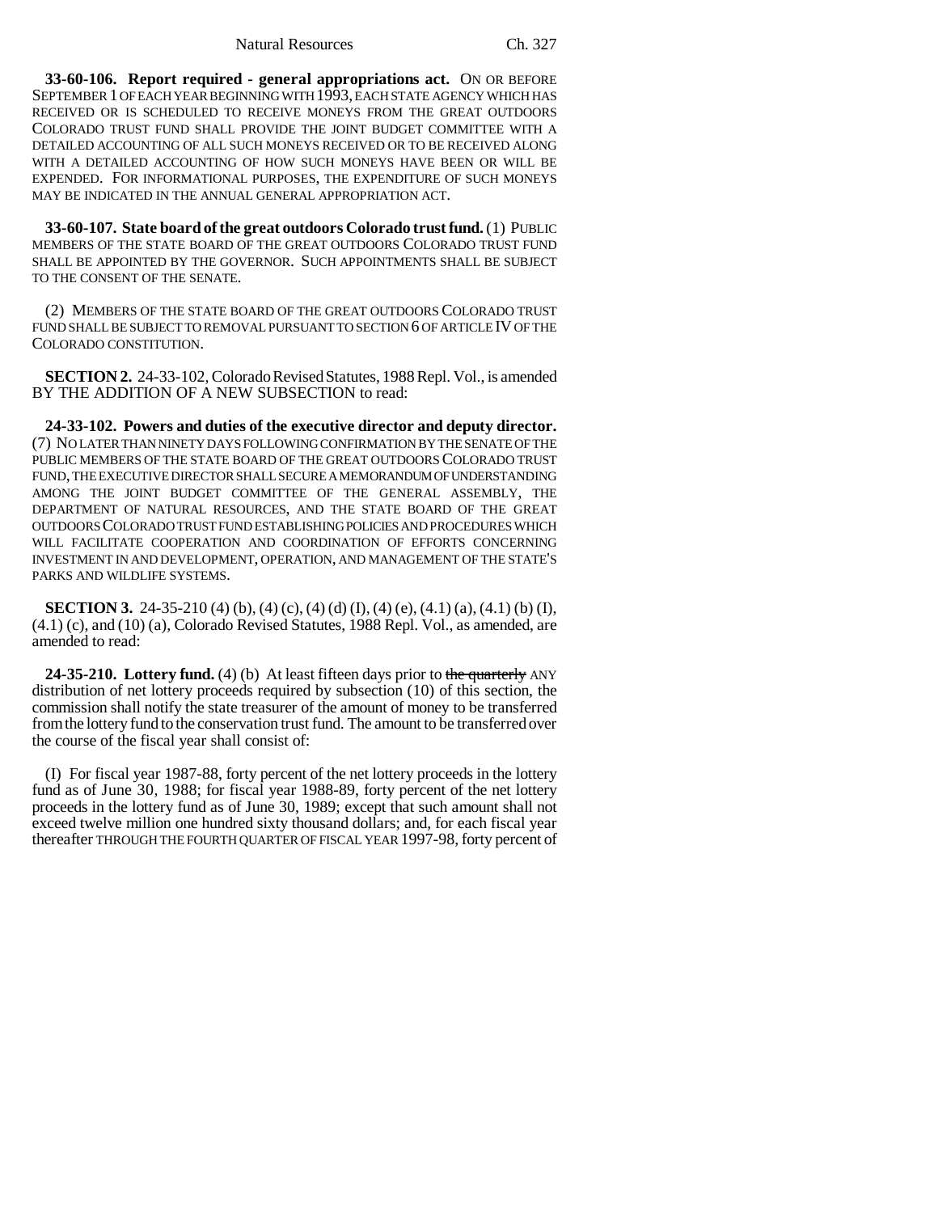**33-60-106. Report required - general appropriations act.** ON OR BEFORE SEPTEMBER 1 OF EACH YEAR BEGINNING WITH 1993, EACH STATE AGENCY WHICH HAS RECEIVED OR IS SCHEDULED TO RECEIVE MONEYS FROM THE GREAT OUTDOORS COLORADO TRUST FUND SHALL PROVIDE THE JOINT BUDGET COMMITTEE WITH A DETAILED ACCOUNTING OF ALL SUCH MONEYS RECEIVED OR TO BE RECEIVED ALONG WITH A DETAILED ACCOUNTING OF HOW SUCH MONEYS HAVE BEEN OR WILL BE EXPENDED. FOR INFORMATIONAL PURPOSES, THE EXPENDITURE OF SUCH MONEYS MAY BE INDICATED IN THE ANNUAL GENERAL APPROPRIATION ACT.

**33-60-107. State board of the great outdoors Colorado trust fund.** (1) PUBLIC MEMBERS OF THE STATE BOARD OF THE GREAT OUTDOORS COLORADO TRUST FUND SHALL BE APPOINTED BY THE GOVERNOR. SUCH APPOINTMENTS SHALL BE SUBJECT TO THE CONSENT OF THE SENATE.

(2) MEMBERS OF THE STATE BOARD OF THE GREAT OUTDOORS COLORADO TRUST FUND SHALL BE SUBJECT TO REMOVAL PURSUANT TO SECTION 6 OF ARTICLE IV OF THE COLORADO CONSTITUTION.

**SECTION 2.** 24-33-102, Colorado Revised Statutes, 1988 Repl. Vol., is amended BY THE ADDITION OF A NEW SUBSECTION to read:

**24-33-102. Powers and duties of the executive director and deputy director.** (7) NO LATER THAN NINETY DAYS FOLLOWING CONFIRMATION BY THE SENATE OF THE PUBLIC MEMBERS OF THE STATE BOARD OF THE GREAT OUTDOORS COLORADO TRUST FUND, THE EXECUTIVE DIRECTOR SHALL SECURE A MEMORANDUM OF UNDERSTANDING AMONG THE JOINT BUDGET COMMITTEE OF THE GENERAL ASSEMBLY, THE DEPARTMENT OF NATURAL RESOURCES, AND THE STATE BOARD OF THE GREAT OUTDOORS COLORADO TRUST FUND ESTABLISHING POLICIES AND PROCEDURES WHICH WILL FACILITATE COOPERATION AND COORDINATION OF EFFORTS CONCERNING INVESTMENT IN AND DEVELOPMENT, OPERATION, AND MANAGEMENT OF THE STATE'S PARKS AND WILDLIFE SYSTEMS.

**SECTION 3.** 24-35-210 (4) (b), (4) (c), (4) (d) (I), (4) (e), (4.1) (a), (4.1) (b) (I), (4.1) (c), and (10) (a), Colorado Revised Statutes, 1988 Repl. Vol., as amended, are amended to read:

**24-35-210. Lottery fund.** (4) (b) At least fifteen days prior to ~~the quarterly~~ ANY distribution of net lottery proceeds required by subsection (10) of this section, the commission shall notify the state treasurer of the amount of money to be transferred from the lottery fund to the conservation trust fund. The amount to be transferred over the course of the fiscal year shall consist of:

(I) For fiscal year 1987-88, forty percent of the net lottery proceeds in the lottery fund as of June 30, 1988; for fiscal year 1988-89, forty percent of the net lottery proceeds in the lottery fund as of June 30, 1989; except that such amount shall not exceed twelve million one hundred sixty thousand dollars; and, for each fiscal year thereafter THROUGH THE FOURTH QUARTER OF FISCAL YEAR 1997-98, forty percent of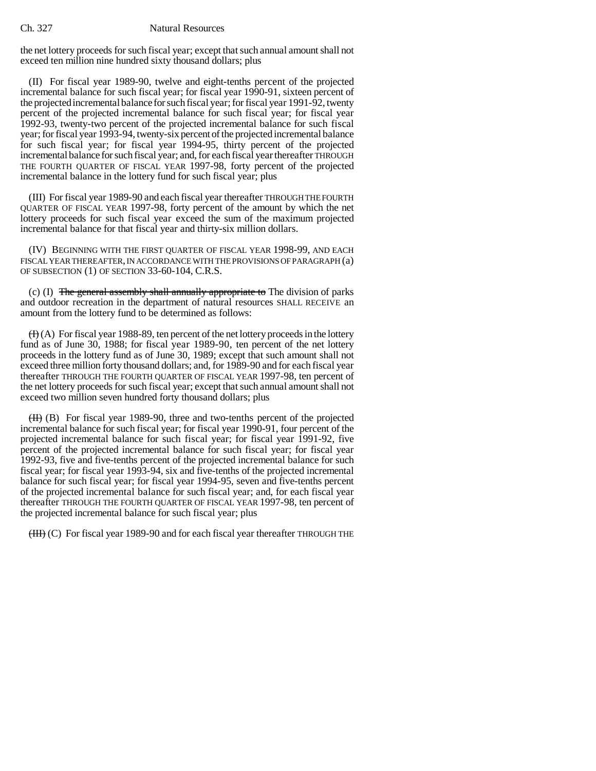the net lottery proceeds for such fiscal year; except that such annual amount shall not exceed ten million nine hundred sixty thousand dollars; plus

(II) For fiscal year 1989-90, twelve and eight-tenths percent of the projected incremental balance for such fiscal year; for fiscal year 1990-91, sixteen percent of the projected incremental balance for such fiscal year; for fiscal year 1991-92, twenty percent of the projected incremental balance for such fiscal year; for fiscal year 1992-93, twenty-two percent of the projected incremental balance for such fiscal year; for fiscal year 1993-94, twenty-six percent of the projected incremental balance for such fiscal year; for fiscal year 1994-95, thirty percent of the projected incremental balance for such fiscal year; and, for each fiscal year thereafter THROUGH THE FOURTH QUARTER OF FISCAL YEAR 1997-98, forty percent of the projected incremental balance in the lottery fund for such fiscal year; plus

(III) For fiscal year 1989-90 and each fiscal year thereafter THROUGH THE FOURTH QUARTER OF FISCAL YEAR 1997-98, forty percent of the amount by which the net lottery proceeds for such fiscal year exceed the sum of the maximum projected incremental balance for that fiscal year and thirty-six million dollars.

(IV) BEGINNING WITH THE FIRST QUARTER OF FISCAL YEAR 1998-99, AND EACH FISCAL YEAR THEREAFTER, IN ACCORDANCE WITH THE PROVISIONS OF PARAGRAPH (a) OF SUBSECTION (1) OF SECTION 33-60-104, C.R.S.

(c) (I) ~~The general assembly shall annually appropriate to~~ The division of parks and outdoor recreation in the department of natural resources SHALL RECEIVE an amount from the lottery fund to be determined as follows:

~~(I)~~ (A) For fiscal year 1988-89, ten percent of the net lottery proceeds in the lottery fund as of June 30, 1988; for fiscal year 1989-90, ten percent of the net lottery proceeds in the lottery fund as of June 30, 1989; except that such amount shall not exceed three million forty thousand dollars; and, for 1989-90 and for each fiscal year thereafter THROUGH THE FOURTH QUARTER OF FISCAL YEAR 1997-98, ten percent of the net lottery proceeds for such fiscal year; except that such annual amount shall not exceed two million seven hundred forty thousand dollars; plus

~~(II)~~ (B) For fiscal year 1989-90, three and two-tenths percent of the projected incremental balance for such fiscal year; for fiscal year 1990-91, four percent of the projected incremental balance for such fiscal year; for fiscal year 1991-92, five percent of the projected incremental balance for such fiscal year; for fiscal year 1992-93, five and five-tenths percent of the projected incremental balance for such fiscal year; for fiscal year 1993-94, six and five-tenths of the projected incremental balance for such fiscal year; for fiscal year 1994-95, seven and five-tenths percent of the projected incremental balance for such fiscal year; and, for each fiscal year thereafter THROUGH THE FOURTH QUARTER OF FISCAL YEAR 1997-98, ten percent of the projected incremental balance for such fiscal year; plus

~~(III)~~ (C) For fiscal year 1989-90 and for each fiscal year thereafter THROUGH THE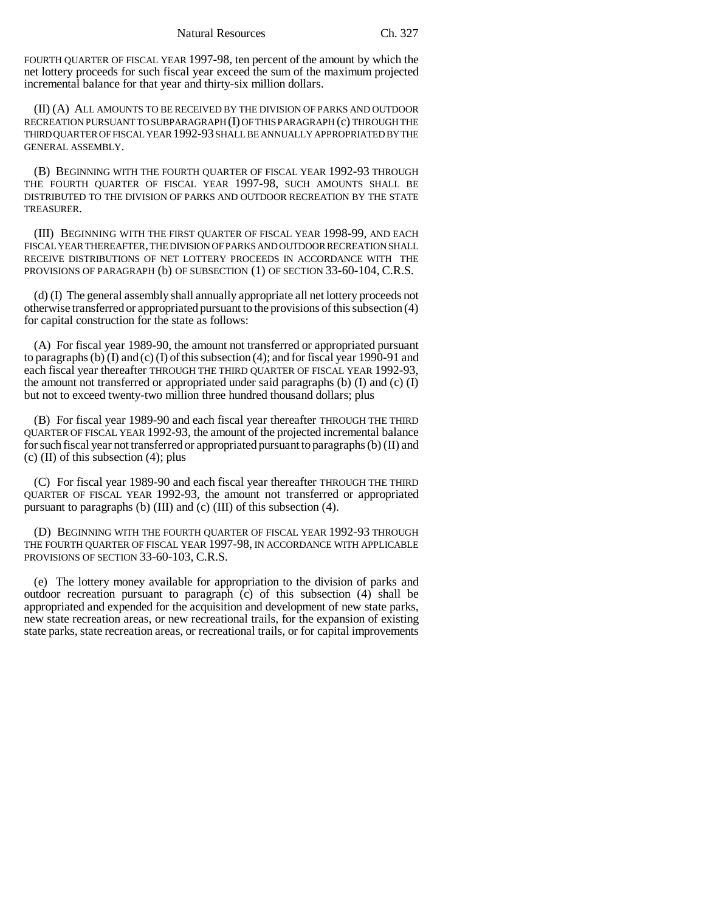FOURTH QUARTER OF FISCAL YEAR 1997-98, ten percent of the amount by which the net lottery proceeds for such fiscal year exceed the sum of the maximum projected incremental balance for that year and thirty-six million dollars.

(II) (A) ALL AMOUNTS TO BE RECEIVED BY THE DIVISION OF PARKS AND OUTDOOR RECREATION PURSUANT TO SUBPARAGRAPH (I) OF THIS PARAGRAPH (c) THROUGH THE THIRD QUARTER OF FISCAL YEAR 1992-93 SHALL BE ANNUALLY APPROPRIATED BY THE GENERAL ASSEMBLY.

(B) BEGINNING WITH THE FOURTH QUARTER OF FISCAL YEAR 1992-93 THROUGH THE FOURTH QUARTER OF FISCAL YEAR 1997-98, SUCH AMOUNTS SHALL BE DISTRIBUTED TO THE DIVISION OF PARKS AND OUTDOOR RECREATION BY THE STATE TREASURER.

(III) BEGINNING WITH THE FIRST QUARTER OF FISCAL YEAR 1998-99, AND EACH FISCAL YEAR THEREAFTER, THE DIVISION OF PARKS AND OUTDOOR RECREATION SHALL RECEIVE DISTRIBUTIONS OF NET LOTTERY PROCEEDS IN ACCORDANCE WITH THE PROVISIONS OF PARAGRAPH (b) OF SUBSECTION (1) OF SECTION 33-60-104, C.R.S.

(d) (I) The general assembly shall annually appropriate all net lottery proceeds not otherwise transferred or appropriated pursuant to the provisions of this subsection (4) for capital construction for the state as follows:

(A) For fiscal year 1989-90, the amount not transferred or appropriated pursuant to paragraphs (b) (I) and (c) (I) of this subsection (4); and for fiscal year 1990-91 and each fiscal year thereafter THROUGH THE THIRD QUARTER OF FISCAL YEAR 1992-93, the amount not transferred or appropriated under said paragraphs (b) (I) and (c) (I) but not to exceed twenty-two million three hundred thousand dollars; plus

(B) For fiscal year 1989-90 and each fiscal year thereafter THROUGH THE THIRD QUARTER OF FISCAL YEAR 1992-93, the amount of the projected incremental balance for such fiscal year not transferred or appropriated pursuant to paragraphs (b) (II) and (c) (II) of this subsection (4); plus

(C) For fiscal year 1989-90 and each fiscal year thereafter THROUGH THE THIRD QUARTER OF FISCAL YEAR 1992-93, the amount not transferred or appropriated pursuant to paragraphs (b) (III) and (c) (III) of this subsection (4).

(D) BEGINNING WITH THE FOURTH QUARTER OF FISCAL YEAR 1992-93 THROUGH THE FOURTH QUARTER OF FISCAL YEAR 1997-98, IN ACCORDANCE WITH APPLICABLE PROVISIONS OF SECTION 33-60-103, C.R.S.

(e) The lottery money available for appropriation to the division of parks and outdoor recreation pursuant to paragraph (c) of this subsection (4) shall be appropriated and expended for the acquisition and development of new state parks, new state recreation areas, or new recreational trails, for the expansion of existing state parks, state recreation areas, or recreational trails, or for capital improvements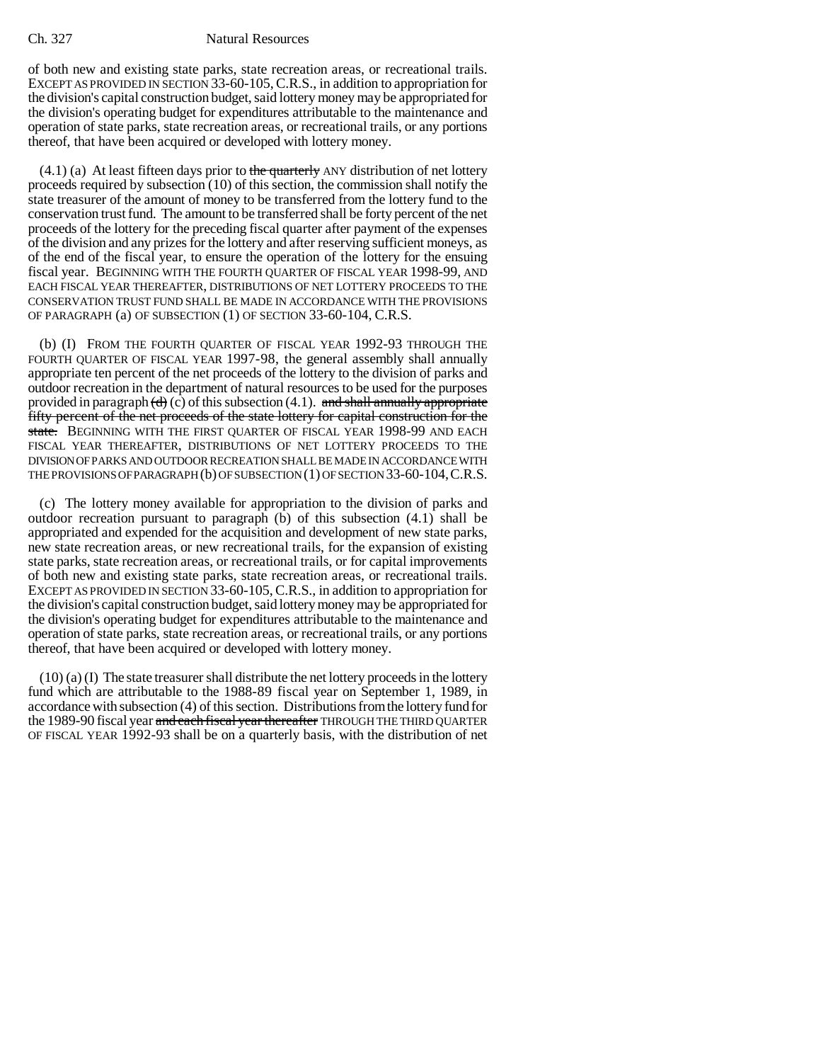of both new and existing state parks, state recreation areas, or recreational trails. EXCEPT AS PROVIDED IN SECTION 33-60-105, C.R.S., in addition to appropriation for the division's capital construction budget, said lottery money may be appropriated for the division's operating budget for expenditures attributable to the maintenance and operation of state parks, state recreation areas, or recreational trails, or any portions thereof, that have been acquired or developed with lottery money.

(4.1) (a) At least fifteen days prior to ~~the quarterly~~ ANY distribution of net lottery proceeds required by subsection (10) of this section, the commission shall notify the state treasurer of the amount of money to be transferred from the lottery fund to the conservation trust fund. The amount to be transferred shall be forty percent of the net proceeds of the lottery for the preceding fiscal quarter after payment of the expenses of the division and any prizes for the lottery and after reserving sufficient moneys, as of the end of the fiscal year, to ensure the operation of the lottery for the ensuing fiscal year. BEGINNING WITH THE FOURTH QUARTER OF FISCAL YEAR 1998-99, AND EACH FISCAL YEAR THEREAFTER, DISTRIBUTIONS OF NET LOTTERY PROCEEDS TO THE CONSERVATION TRUST FUND SHALL BE MADE IN ACCORDANCE WITH THE PROVISIONS OF PARAGRAPH (a) OF SUBSECTION (1) OF SECTION 33-60-104, C.R.S.

(b) (I) FROM THE FOURTH QUARTER OF FISCAL YEAR 1992-93 THROUGH THE FOURTH QUARTER OF FISCAL YEAR 1997-98, the general assembly shall annually appropriate ten percent of the net proceeds of the lottery to the division of parks and outdoor recreation in the department of natural resources to be used for the purposes provided in paragraph ~~(d)~~ (c) of this subsection (4.1). ~~and shall annually appropriate fifty percent of the net proceeds of the state lottery for capital construction for the state.~~ BEGINNING WITH THE FIRST QUARTER OF FISCAL YEAR 1998-99 AND EACH FISCAL YEAR THEREAFTER, DISTRIBUTIONS OF NET LOTTERY PROCEEDS TO THE DIVISION OF PARKS AND OUTDOOR RECREATION SHALL BE MADE IN ACCORDANCE WITH THE PROVISIONS OF PARAGRAPH (b) OF SUBSECTION (1) OF SECTION 33-60-104, C.R.S.

(c) The lottery money available for appropriation to the division of parks and outdoor recreation pursuant to paragraph (b) of this subsection (4.1) shall be appropriated and expended for the acquisition and development of new state parks, new state recreation areas, or new recreational trails, for the expansion of existing state parks, state recreation areas, or recreational trails, or for capital improvements of both new and existing state parks, state recreation areas, or recreational trails. EXCEPT AS PROVIDED IN SECTION 33-60-105, C.R.S., in addition to appropriation for the division's capital construction budget, said lottery money may be appropriated for the division's operating budget for expenditures attributable to the maintenance and operation of state parks, state recreation areas, or recreational trails, or any portions thereof, that have been acquired or developed with lottery money.

(10) (a) (I) The state treasurer shall distribute the net lottery proceeds in the lottery fund which are attributable to the 1988-89 fiscal year on September 1, 1989, in accordance with subsection (4) of this section. Distributions from the lottery fund for the 1989-90 fiscal year ~~and each fiscal year thereafter~~ THROUGH THE THIRD QUARTER OF FISCAL YEAR 1992-93 shall be on a quarterly basis, with the distribution of net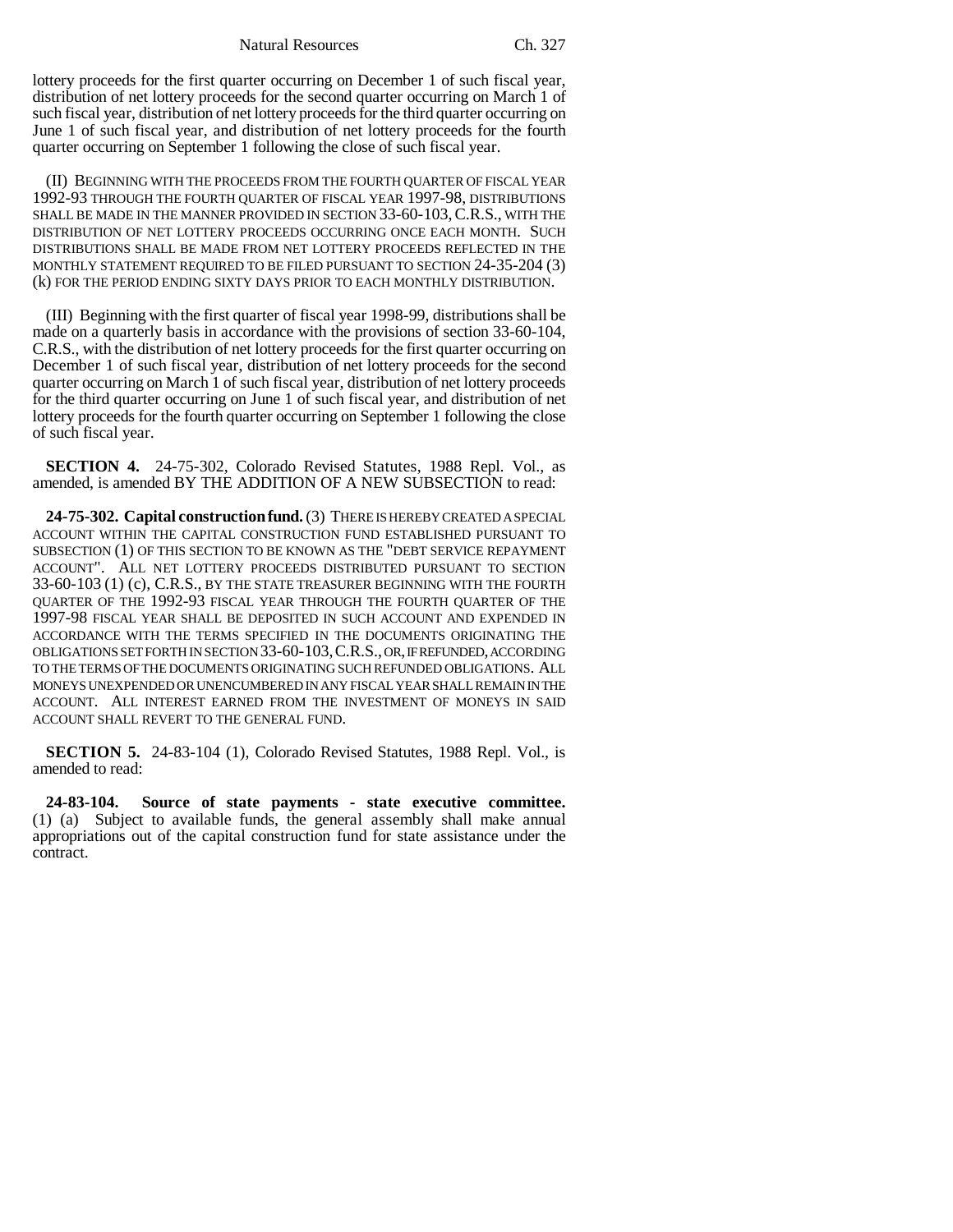lottery proceeds for the first quarter occurring on December 1 of such fiscal year, distribution of net lottery proceeds for the second quarter occurring on March 1 of such fiscal year, distribution of net lottery proceeds for the third quarter occurring on June 1 of such fiscal year, and distribution of net lottery proceeds for the fourth quarter occurring on September 1 following the close of such fiscal year.

(II) BEGINNING WITH THE PROCEEDS FROM THE FOURTH QUARTER OF FISCAL YEAR 1992-93 THROUGH THE FOURTH QUARTER OF FISCAL YEAR 1997-98, DISTRIBUTIONS SHALL BE MADE IN THE MANNER PROVIDED IN SECTION 33-60-103, C.R.S., WITH THE DISTRIBUTION OF NET LOTTERY PROCEEDS OCCURRING ONCE EACH MONTH. SUCH DISTRIBUTIONS SHALL BE MADE FROM NET LOTTERY PROCEEDS REFLECTED IN THE MONTHLY STATEMENT REQUIRED TO BE FILED PURSUANT TO SECTION 24-35-204 (3) (k) FOR THE PERIOD ENDING SIXTY DAYS PRIOR TO EACH MONTHLY DISTRIBUTION.

(III) Beginning with the first quarter of fiscal year 1998-99, distributions shall be made on a quarterly basis in accordance with the provisions of section 33-60-104, C.R.S., with the distribution of net lottery proceeds for the first quarter occurring on December 1 of such fiscal year, distribution of net lottery proceeds for the second quarter occurring on March 1 of such fiscal year, distribution of net lottery proceeds for the third quarter occurring on June 1 of such fiscal year, and distribution of net lottery proceeds for the fourth quarter occurring on September 1 following the close of such fiscal year.

**SECTION 4.** 24-75-302, Colorado Revised Statutes, 1988 Repl. Vol., as amended, is amended BY THE ADDITION OF A NEW SUBSECTION to read:

**24-75-302. Capital construction fund.** (3) THERE IS HEREBY CREATED A SPECIAL ACCOUNT WITHIN THE CAPITAL CONSTRUCTION FUND ESTABLISHED PURSUANT TO SUBSECTION (1) OF THIS SECTION TO BE KNOWN AS THE "DEBT SERVICE REPAYMENT ACCOUNT". ALL NET LOTTERY PROCEEDS DISTRIBUTED PURSUANT TO SECTION 33-60-103 (1) (c), C.R.S., BY THE STATE TREASURER BEGINNING WITH THE FOURTH QUARTER OF THE 1992-93 FISCAL YEAR THROUGH THE FOURTH QUARTER OF THE 1997-98 FISCAL YEAR SHALL BE DEPOSITED IN SUCH ACCOUNT AND EXPENDED IN ACCORDANCE WITH THE TERMS SPECIFIED IN THE DOCUMENTS ORIGINATING THE OBLIGATIONS SET FORTH IN SECTION 33-60-103, C.R.S., OR, IF REFUNDED, ACCORDING TO THE TERMS OF THE DOCUMENTS ORIGINATING SUCH REFUNDED OBLIGATIONS. ALL MONEYS UNEXPENDED OR UNENCUMBERED IN ANY FISCAL YEAR SHALL REMAIN IN THE ACCOUNT. ALL INTEREST EARNED FROM THE INVESTMENT OF MONEYS IN SAID ACCOUNT SHALL REVERT TO THE GENERAL FUND.

**SECTION 5.** 24-83-104 (1), Colorado Revised Statutes, 1988 Repl. Vol., is amended to read:

**24-83-104. Source of state payments - state executive committee.** (1) (a) Subject to available funds, the general assembly shall make annual appropriations out of the capital construction fund for state assistance under the contract.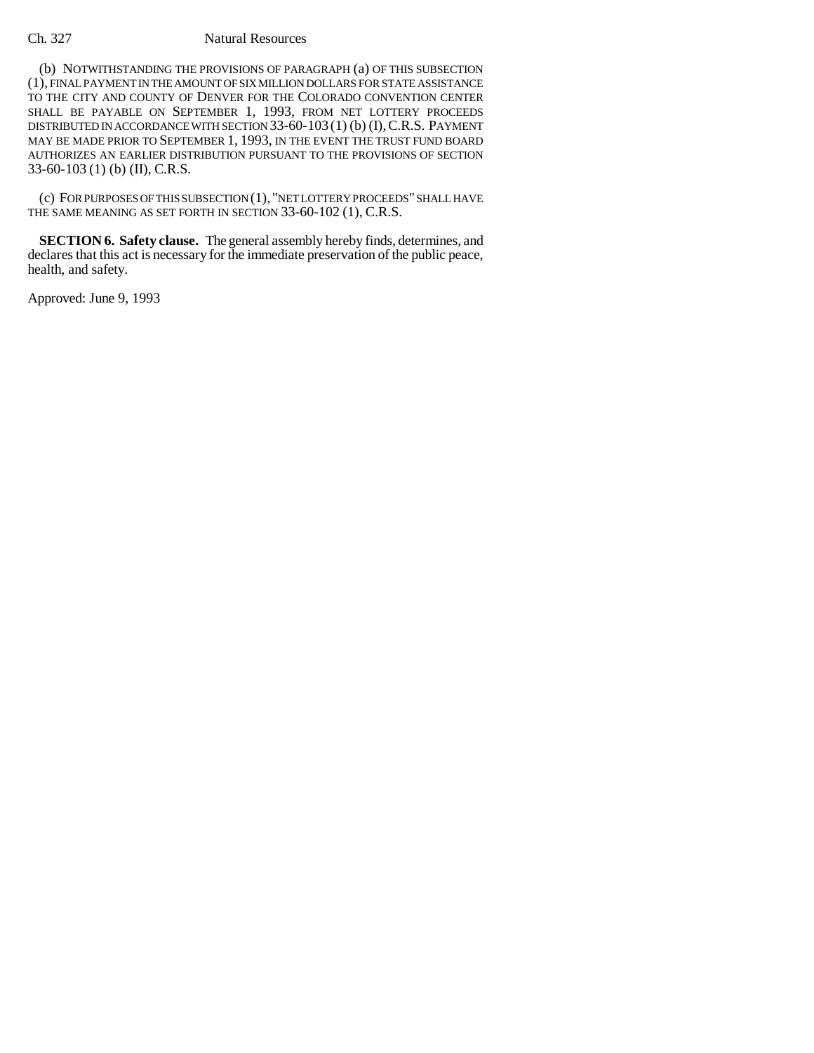(b) NOTWITHSTANDING THE PROVISIONS OF PARAGRAPH (a) OF THIS SUBSECTION (1), FINAL PAYMENT IN THE AMOUNT OF SIX MILLION DOLLARS FOR STATE ASSISTANCE TO THE CITY AND COUNTY OF DENVER FOR THE COLORADO CONVENTION CENTER SHALL BE PAYABLE ON SEPTEMBER 1, 1993, FROM NET LOTTERY PROCEEDS DISTRIBUTED IN ACCORDANCE WITH SECTION 33-60-103 (1) (b) (I), C.R.S. PAYMENT MAY BE MADE PRIOR TO SEPTEMBER 1, 1993, IN THE EVENT THE TRUST FUND BOARD AUTHORIZES AN EARLIER DISTRIBUTION PURSUANT TO THE PROVISIONS OF SECTION 33-60-103 (1) (b) (II), C.R.S.

(c) FOR PURPOSES OF THIS SUBSECTION (1), "NET LOTTERY PROCEEDS" SHALL HAVE THE SAME MEANING AS SET FORTH IN SECTION 33-60-102 (1), C.R.S.

**SECTION 6. Safety clause.** The general assembly hereby finds, determines, and declares that this act is necessary for the immediate preservation of the public peace, health, and safety.

Approved: June 9, 1993